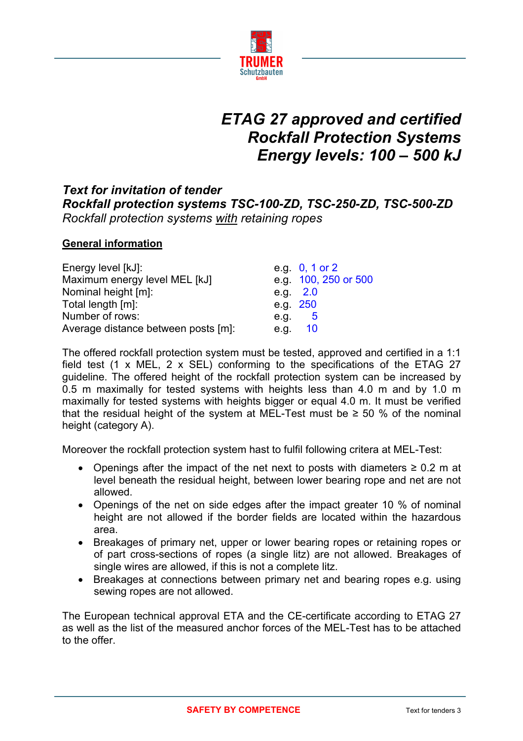# *ETAG 27 approved and certified Rockfall Protection Systems Energy levels: 100 – 500 kJ*

## *Text for invitation of tender*

## *Rockfall protection systems TSC-100-ZD, TSC-250-ZD, TSC-500-ZD*

*Rockfall protection systems with retaining ropes*

### General information

| | |
|---|---|
| Energy level [kJ]: | e.g. 0, 1 or 2 |
| Maximum energy level MEL [kJ] | e.g. 100, 250 or 500 |
| Nominal height [m]: | e.g. 2.0 |
| Total length [m]: | e.g. 250 |
| Number of rows: | e.g. 5 |
| Average distance between posts [m]: | e.g. 10 |

The offered rockfall protection system must be tested, approved and certified in a 1:1 field test (1 x MEL, 2 x SEL) conforming to the specifications of the ETAG 27 guideline. The offered height of the rockfall protection system can be increased by 0.5 m maximally for tested systems with heights less than 4.0 m and by 1.0 m maximally for tested systems with heights bigger or equal 4.0 m. It must be verified that the residual height of the system at MEL-Test must be ≥ 50 % of the nominal height (category A).

Moreover the rockfall protection system hast to fulfil following critera at MEL-Test:

- Openings after the impact of the net next to posts with diameters ≥ 0.2 m at level beneath the residual height, between lower bearing rope and net are not allowed.
- Openings of the net on side edges after the impact greater 10 % of nominal height are not allowed if the border fields are located within the hazardous area.
- Breakages of primary net, upper or lower bearing ropes or retaining ropes or of part cross-sections of ropes (a single litz) are not allowed. Breakages of single wires are allowed, if this is not a complete litz.
- Breakages at connections between primary net and bearing ropes e.g. using sewing ropes are not allowed.

The European technical approval ETA and the CE-certificate according to ETAG 27 as well as the list of the measured anchor forces of the MEL-Test has to be attached to the offer.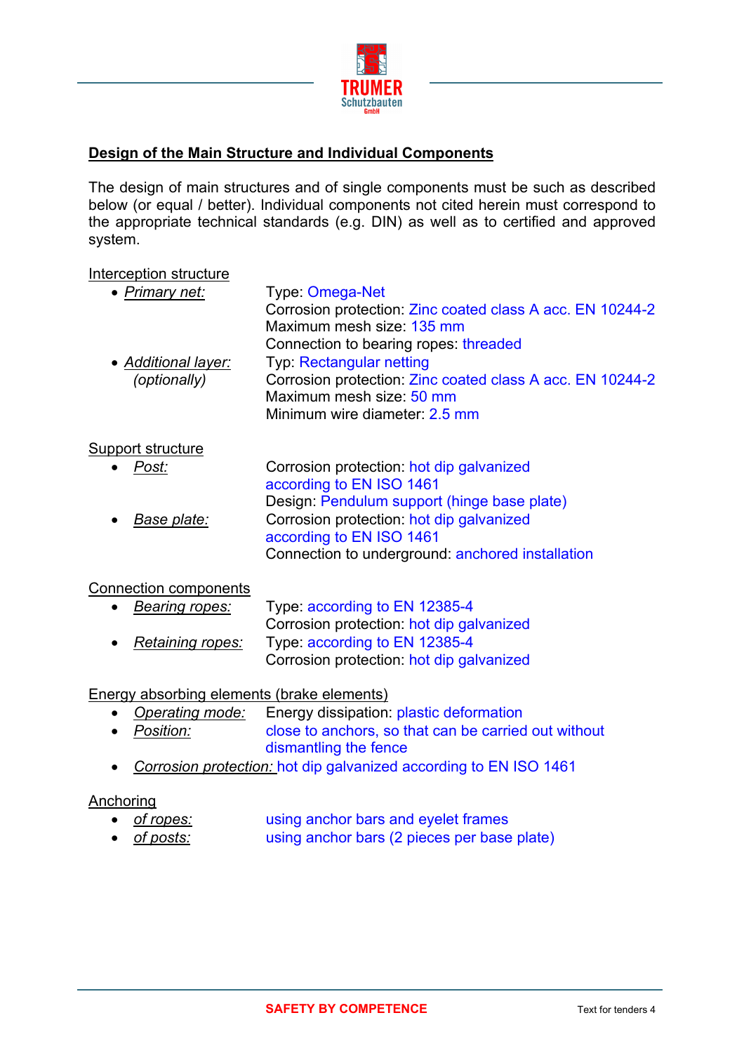## Design of the Main Structure and Individual Components

The design of main structures and of single components must be such as described below (or equal / better). Individual components not cited herein must correspond to the appropriate technical standards (e.g. DIN) as well as to certified and approved system.

Interception structure

- *Primary net:*
  Type: Omega-Net
  Corrosion protection: Zinc coated class A acc. EN 10244-2
  Maximum mesh size: 135 mm
  Connection to bearing ropes: threaded
- *Additional layer:* *(optionally)*
  Typ: Rectangular netting
  Corrosion protection: Zinc coated class A acc. EN 10244-2
  Maximum mesh size: 50 mm
  Minimum wire diameter: 2.5 mm

Support structure

- *Post:*
  Corrosion protection: hot dip galvanized according to EN ISO 1461
  Design: Pendulum support (hinge base plate)
- *Base plate:*
  Corrosion protection: hot dip galvanized according to EN ISO 1461
  Connection to underground: anchored installation

Connection components

- *Bearing ropes:*
  Type: according to EN 12385-4
  Corrosion protection: hot dip galvanized
- *Retaining ropes:*
  Type: according to EN 12385-4
  Corrosion protection: hot dip galvanized

Energy absorbing elements (brake elements)

- *Operating mode:* Energy dissipation: plastic deformation
- *Position:* close to anchors, so that can be carried out without dismantling the fence
- *Corrosion protection:* hot dip galvanized according to EN ISO 1461

Anchoring

- *of ropes:* using anchor bars and eyelet frames
- *of posts:* using anchor bars (2 pieces per base plate)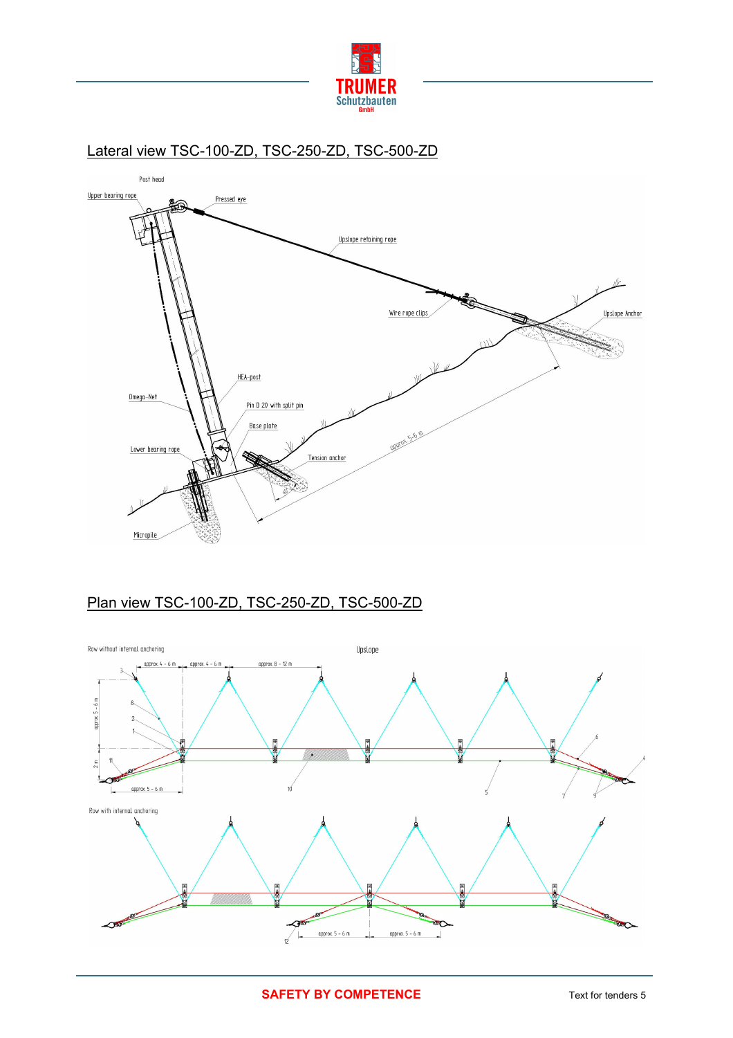## Lateral view TSC-100-ZD, TSC-250-ZD, TSC-500-ZD

Post head
Upper bearing rope
Pressed eye
Upslope retaining rope
Wire rope clips
Upslope Anchor
HEA-post
Omega-Net
Pin D 20 with split pin
Base plate
Lower bearing rope
Tension anchor
approx. 5-6 m
Micropile

## Plan view TSC-100-ZD, TSC-250-ZD, TSC-500-ZD

Row without internal anchoring
Upslope
approx. 4 - 6 m
approx. 4 - 6 m
approx. 8 - 12 m
approx. 5 - 6 m
2 m
approx. 5 - 6 m
3
8
2
1
11
10
5
6
4
7
9

Row with internal anchoring
approx. 5 - 6 m
approx. 5 - 6 m
12

**SAFETY BY COMPETENCE**